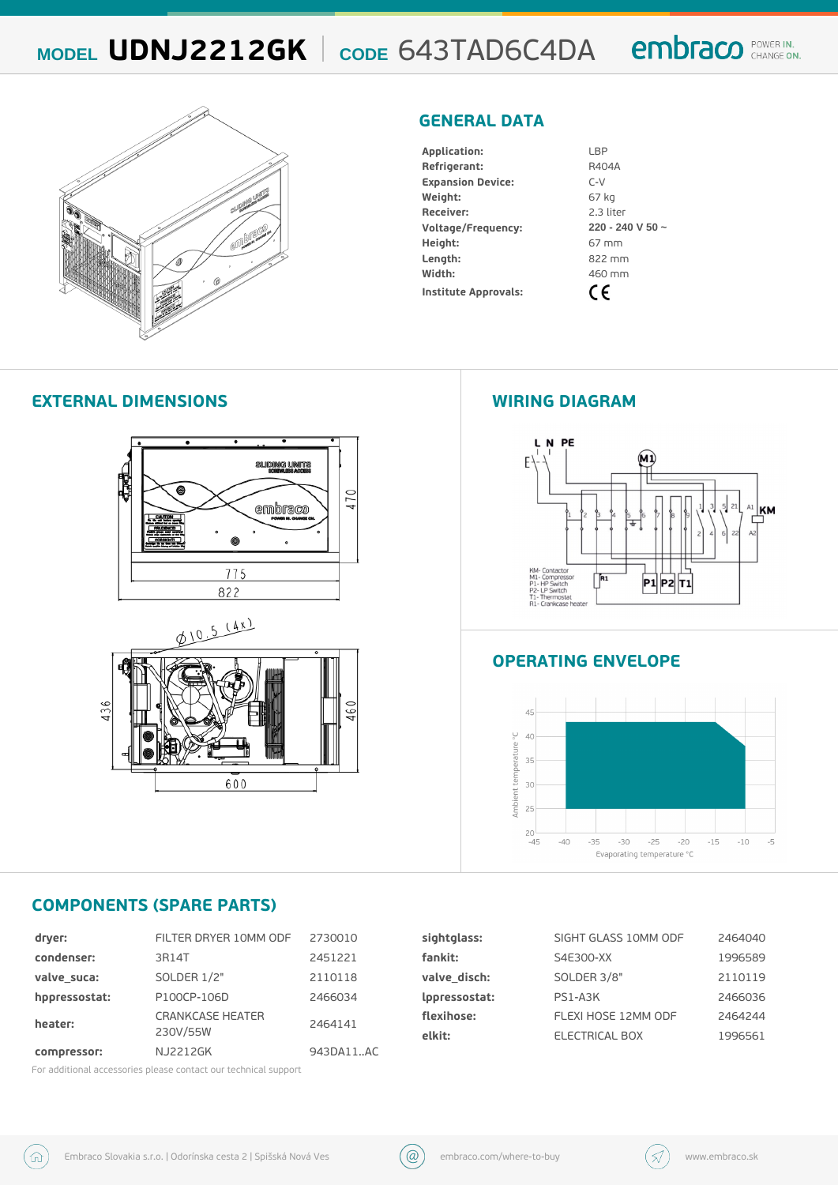# MODEL UDNJ2212GK | CODE 643TAD6C4DA

embraco POWER IN. CHANGE ON.

## GENERAL DATA

| | |
|---|---|
| **Application:** | LBP |
| **Refrigerant:** | R404A |
| **Expansion Device:** | C-V |
| **Weight:** | 67 kg |
| **Receiver:** | 2.3 liter |
| **Voltage/Frequency:** | **220 - 240 V 50 ~** |
| **Height:** | 67 mm |
| **Length:** | 822 mm |
| **Width:** | 460 mm |
| **Institute Approvals:** | CE |

## EXTERNAL DIMENSIONS

## WIRING DIAGRAM

KM- Contactor
M1- Compressor
P1- HP Switch
P2- LP Switch
T1- Thermostat
R1- Crankcase heater

## OPERATING ENVELOPE

## COMPONENTS (SPARE PARTS)

| | | |
|---|---|---|
| **dryer:** | FILTER DRYER 10MM ODF | 2730010 |
| **condenser:** | 3R14T | 2451221 |
| **valve_suca:** | SOLDER 1/2" | 2110118 |
| **hppressostat:** | P100CP-106D | 2466034 |
| **heater:** | CRANKCASE HEATER 230V/55W | 2464141 |
| **compressor:** | NJ2212GK | 943DA11..AC |
| **sightglass:** | SIGHT GLASS 10MM ODF | 2464040 |
| **fankit:** | S4E300-XX | 1996589 |
| **valve_disch:** | SOLDER 3/8" | 2110119 |
| **lppressostat:** | PS1-A3K | 2466036 |
| **flexihose:** | FLEXI HOSE 12MM ODF | 2464244 |
| **elkit:** | ELECTRICAL BOX | 1996561 |

For additional accessories please contact our technical support

Embraco Slovakia s.r.o. | Odorínska cesta 2 | Spišská Nová Ves — embraco.com/where-to-buy — www.embraco.sk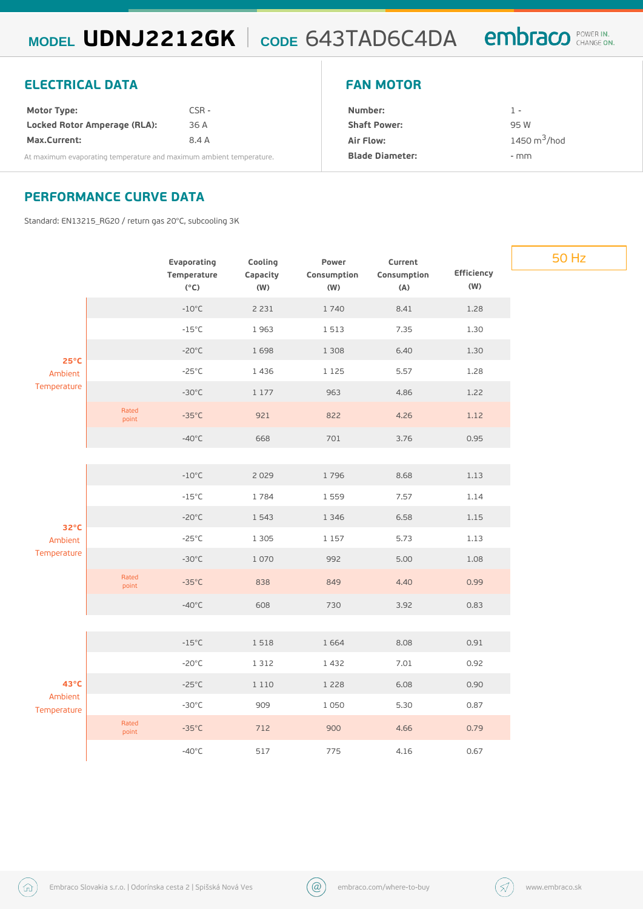# MODEL UDNJ2212GK | CODE 643TAD6C4DA

embraco POWER IN. CHANGE ON.

## ELECTRICAL DATA

| | |
|---|---|
| **Motor Type:** | CSR - |
| **Locked Rotor Amperage (RLA):** | 36 A |
| **Max.Current:** | 8.4 A |

At maximum evaporating temperature and maximum ambient temperature.

## FAN MOTOR

| | |
|---|---|
| **Number:** | 1 - |
| **Shaft Power:** | 95 W |
| **Air Flow:** | 1450 $m^3$/hod |
| **Blade Diameter:** | - mm |

## PERFORMANCE CURVE DATA

Standard: EN13215_RG20 / return gas 20°C, subcooling 3K

50 Hz

| | | Evaporating Temperature (°C) | Cooling Capacity (W) | Power Consumption (W) | Current Consumption (A) | Efficiency (W) |
|---|---|---|---|---|---|---|
| 25°C Ambient Temperature | | -10°C | 2 231 | 1 740 | 8.41 | 1.28 |
| | | -15°C | 1 963 | 1 513 | 7.35 | 1.30 |
| | | -20°C | 1 698 | 1 308 | 6.40 | 1.30 |
| | | -25°C | 1 436 | 1 125 | 5.57 | 1.28 |
| | | -30°C | 1 177 | 963 | 4.86 | 1.22 |
| | Rated point | -35°C | 921 | 822 | 4.26 | 1.12 |
| | | -40°C | 668 | 701 | 3.76 | 0.95 |
| 32°C Ambient Temperature | | -10°C | 2 029 | 1 796 | 8.68 | 1.13 |
| | | -15°C | 1 784 | 1 559 | 7.57 | 1.14 |
| | | -20°C | 1 543 | 1 346 | 6.58 | 1.15 |
| | | -25°C | 1 305 | 1 157 | 5.73 | 1.13 |
| | | -30°C | 1 070 | 992 | 5.00 | 1.08 |
| | Rated point | -35°C | 838 | 849 | 4.40 | 0.99 |
| | | -40°C | 608 | 730 | 3.92 | 0.83 |
| 43°C Ambient Temperature | | -15°C | 1 518 | 1 664 | 8.08 | 0.91 |
| | | -20°C | 1 312 | 1 432 | 7.01 | 0.92 |
| | | -25°C | 1 110 | 1 228 | 6.08 | 0.90 |
| | | -30°C | 909 | 1 050 | 5.30 | 0.87 |
| | Rated point | -35°C | 712 | 900 | 4.66 | 0.79 |
| | | -40°C | 517 | 775 | 4.16 | 0.67 |

Embraco Slovakia s.r.o. | Odorínska cesta 2 | Spišská Nová Ves

embraco.com/where-to-buy

www.embraco.sk